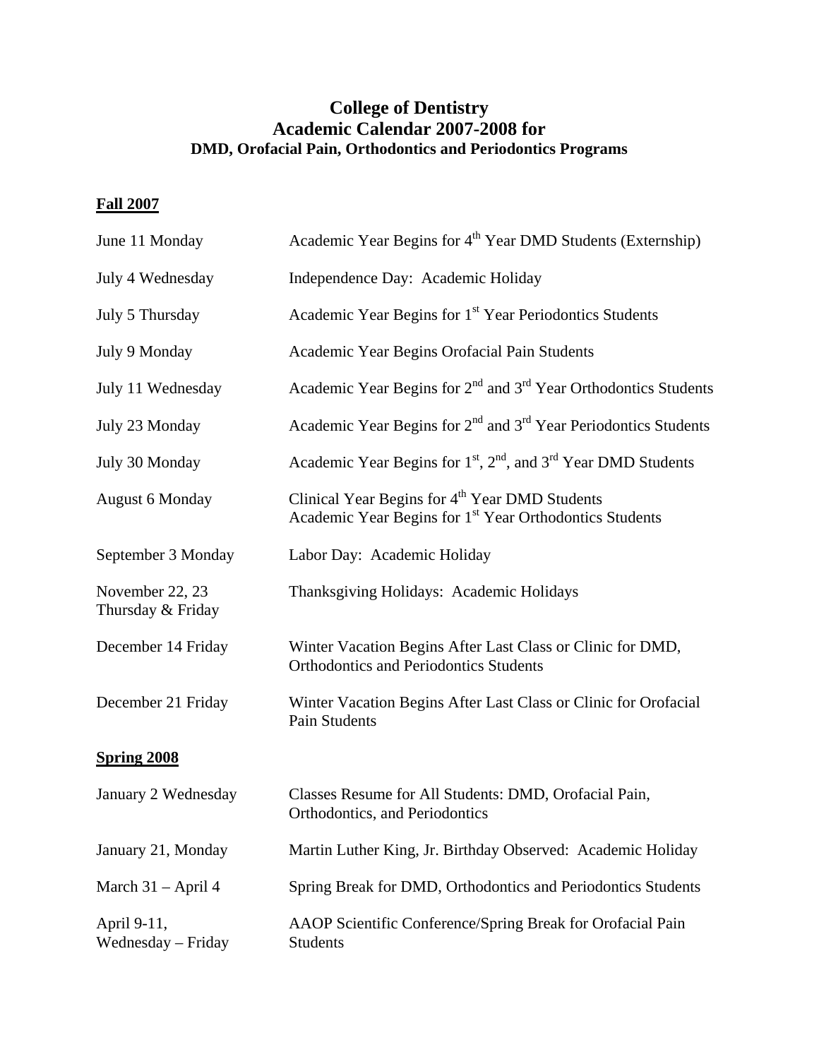# College of Dentistry
# Academic Calendar 2007-2008 for
### DMD, Orofacial Pain, Orthodontics and Periodontics Programs

**Fall 2007**

| | |
|---|---|
| June 11 Monday | Academic Year Begins for 4th Year DMD Students (Externship) |
| July 4 Wednesday | Independence Day: Academic Holiday |
| July 5 Thursday | Academic Year Begins for 1st Year Periodontics Students |
| July 9 Monday | Academic Year Begins Orofacial Pain Students |
| July 11 Wednesday | Academic Year Begins for 2nd and 3rd Year Orthodontics Students |
| July 23 Monday | Academic Year Begins for 2nd and 3rd Year Periodontics Students |
| July 30 Monday | Academic Year Begins for 1st, 2nd, and 3rd Year DMD Students |
| August 6 Monday | Clinical Year Begins for 4th Year DMD Students<br>Academic Year Begins for 1st Year Orthodontics Students |
| September 3 Monday | Labor Day: Academic Holiday |
| November 22, 23 Thursday & Friday | Thanksgiving Holidays: Academic Holidays |
| December 14 Friday | Winter Vacation Begins After Last Class or Clinic for DMD, Orthodontics and Periodontics Students |
| December 21 Friday | Winter Vacation Begins After Last Class or Clinic for Orofacial Pain Students |

**Spring 2008**

| | |
|---|---|
| January 2 Wednesday | Classes Resume for All Students: DMD, Orofacial Pain, Orthodontics, and Periodontics |
| January 21, Monday | Martin Luther King, Jr. Birthday Observed: Academic Holiday |
| March 31 – April 4 | Spring Break for DMD, Orthodontics and Periodontics Students |
| April 9-11, Wednesday – Friday | AAOP Scientific Conference/Spring Break for Orofacial Pain Students |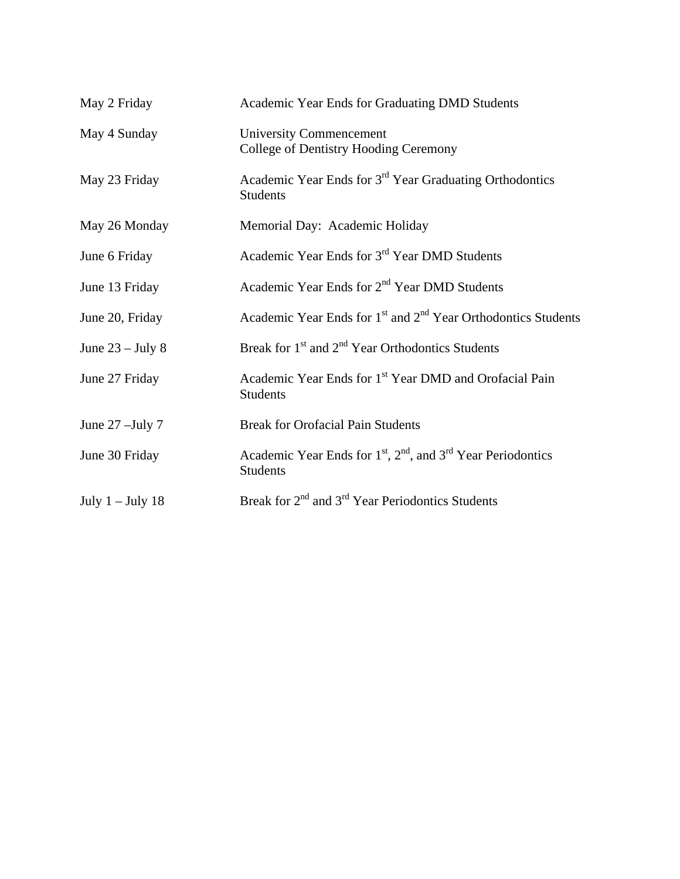| | |
|---|---|
| May 2 Friday | Academic Year Ends for Graduating DMD Students |
| May 4 Sunday | University Commencement<br>College of Dentistry Hooding Ceremony |
| May 23 Friday | Academic Year Ends for 3rd Year Graduating Orthodontics Students |
| May 26 Monday | Memorial Day: Academic Holiday |
| June 6 Friday | Academic Year Ends for 3rd Year DMD Students |
| June 13 Friday | Academic Year Ends for 2nd Year DMD Students |
| June 20, Friday | Academic Year Ends for 1st and 2nd Year Orthodontics Students |
| June 23 – July 8 | Break for 1st and 2nd Year Orthodontics Students |
| June 27 Friday | Academic Year Ends for 1st Year DMD and Orofacial Pain Students |
| June 27 –July 7 | Break for Orofacial Pain Students |
| June 30 Friday | Academic Year Ends for 1st, 2nd, and 3rd Year Periodontics Students |
| July 1 – July 18 | Break for 2nd and 3rd Year Periodontics Students |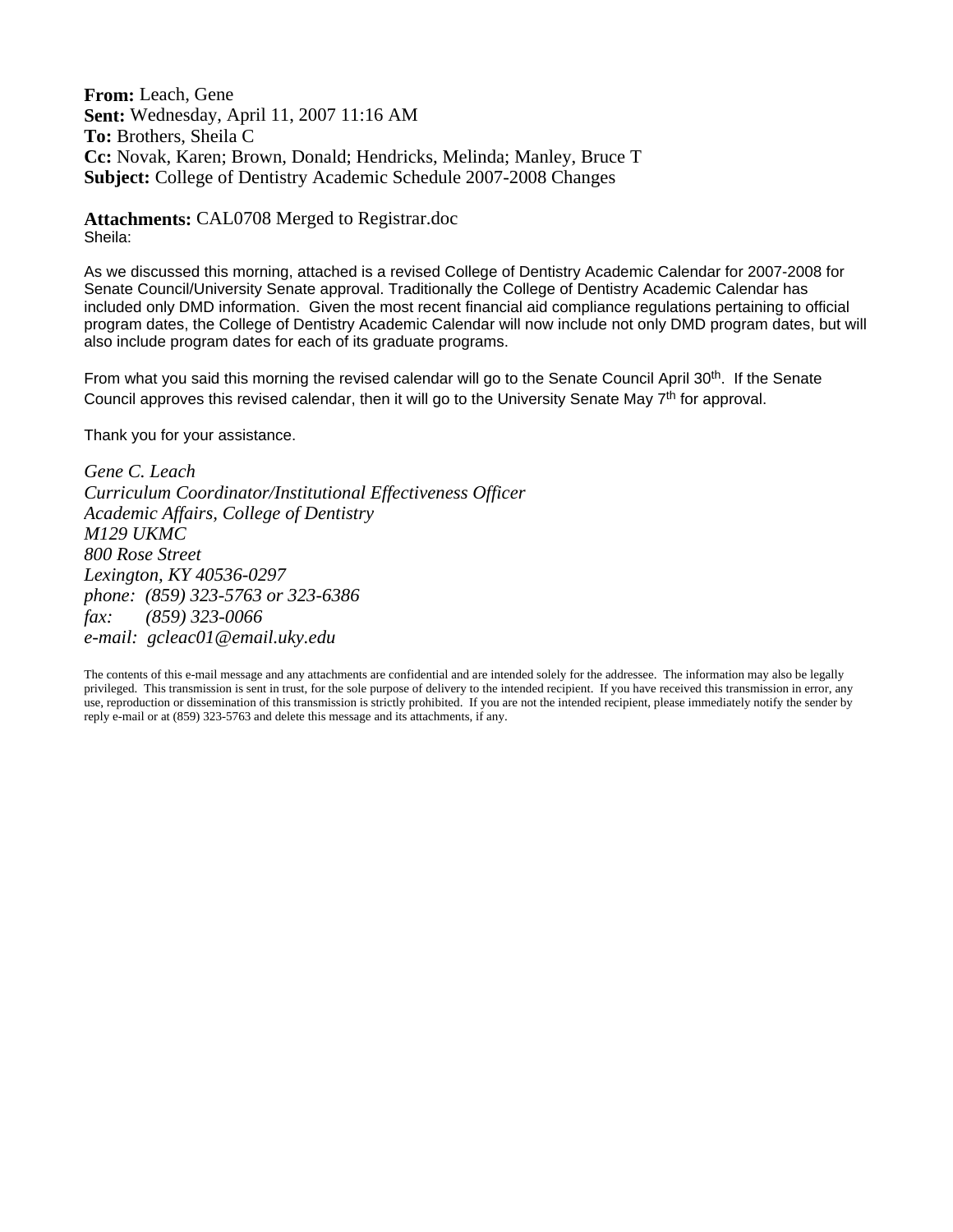**From:** Leach, Gene
**Sent:** Wednesday, April 11, 2007 11:16 AM
**To:** Brothers, Sheila C
**Cc:** Novak, Karen; Brown, Donald; Hendricks, Melinda; Manley, Bruce T
**Subject:** College of Dentistry Academic Schedule 2007-2008 Changes

**Attachments:** CAL0708 Merged to Registrar.doc

Sheila:

As we discussed this morning, attached is a revised College of Dentistry Academic Calendar for 2007-2008 for Senate Council/University Senate approval. Traditionally the College of Dentistry Academic Calendar has included only DMD information. Given the most recent financial aid compliance regulations pertaining to official program dates, the College of Dentistry Academic Calendar will now include not only DMD program dates, but will also include program dates for each of its graduate programs.

From what you said this morning the revised calendar will go to the Senate Council April 30th. If the Senate Council approves this revised calendar, then it will go to the University Senate May 7th for approval.

Thank you for your assistance.

*Gene C. Leach*
*Curriculum Coordinator/Institutional Effectiveness Officer*
*Academic Affairs, College of Dentistry*
*M129 UKMC*
*800 Rose Street*
*Lexington, KY 40536-0297*
*phone: (859) 323-5763 or 323-6386*
*fax: (859) 323-0066*
*e-mail: gcleac01@email.uky.edu*

The contents of this e-mail message and any attachments are confidential and are intended solely for the addressee. The information may also be legally privileged. This transmission is sent in trust, for the sole purpose of delivery to the intended recipient. If you have received this transmission in error, any use, reproduction or dissemination of this transmission is strictly prohibited. If you are not the intended recipient, please immediately notify the sender by reply e-mail or at (859) 323-5763 and delete this message and its attachments, if any.